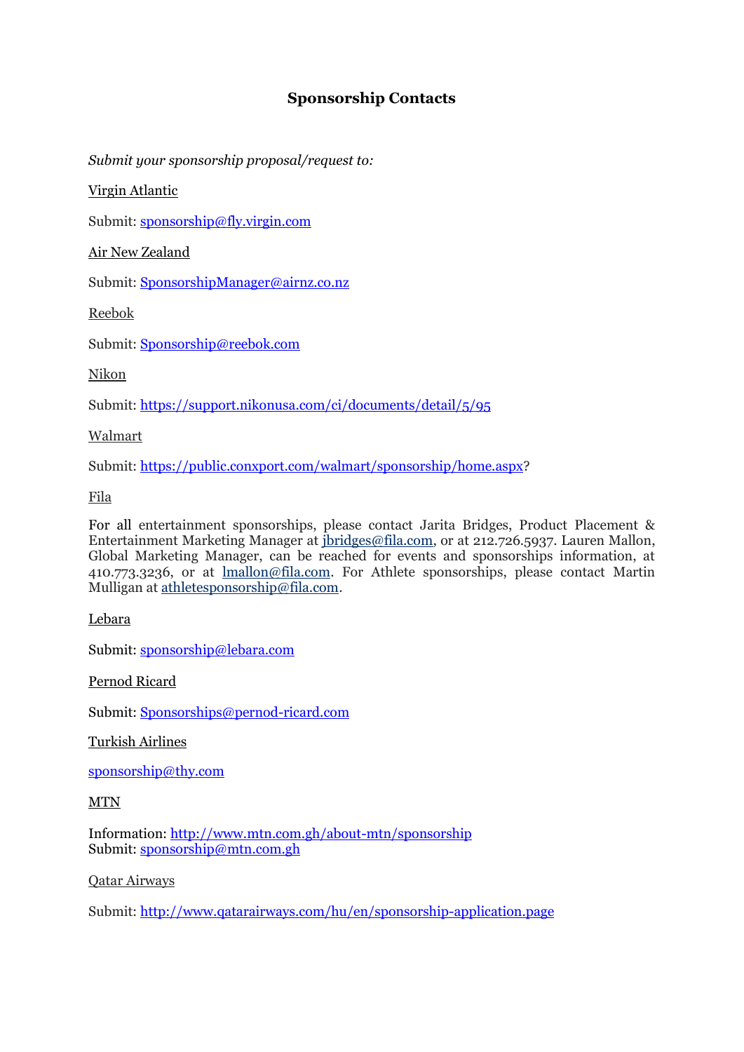# Sponsorship Contacts

*Submit your sponsorship proposal/request to:*

Virgin Atlantic

Submit: sponsorship@fly.virgin.com

Air New Zealand

Submit: SponsorshipManager@airnz.co.nz

Reebok

Submit: Sponsorship@reebok.com

Nikon

Submit: https://support.nikonusa.com/ci/documents/detail/5/95

Walmart

Submit: https://public.conxport.com/walmart/sponsorship/home.aspx?

Fila

For all entertainment sponsorships, please contact Jarita Bridges, Product Placement & Entertainment Marketing Manager at jbridges@fila.com, or at 212.726.5937. Lauren Mallon, Global Marketing Manager, can be reached for events and sponsorships information, at 410.773.3236, or at lmallon@fila.com. For Athlete sponsorships, please contact Martin Mulligan at athletesponsorship@fila.com.

Lebara

Submit: sponsorship@lebara.com

Pernod Ricard

Submit: Sponsorships@pernod-ricard.com

Turkish Airlines

sponsorship@thy.com

MTN

Information: http://www.mtn.com.gh/about-mtn/sponsorship
Submit: sponsorship@mtn.com.gh

Qatar Airways

Submit: http://www.qatarairways.com/hu/en/sponsorship-application.page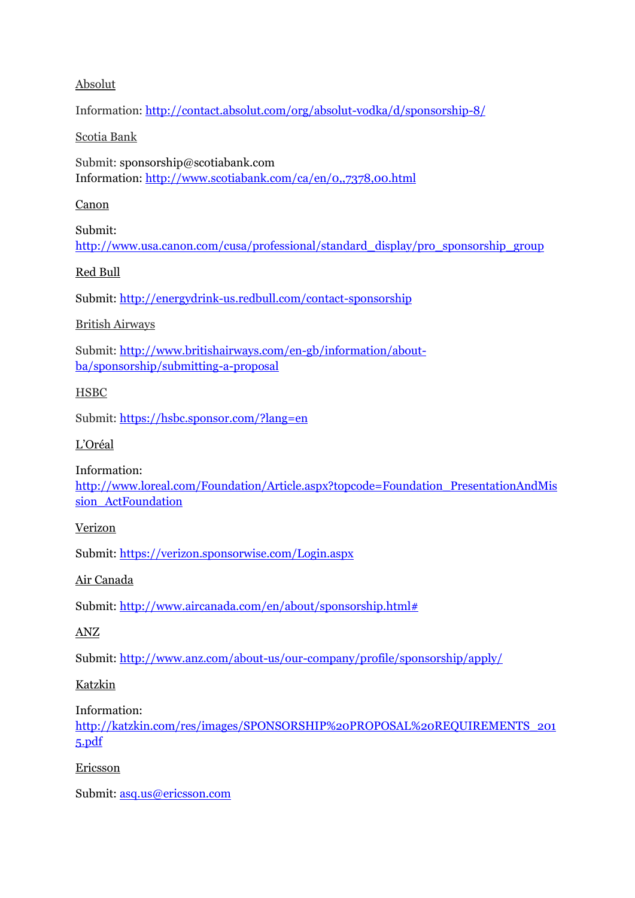Absolut

Information: http://contact.absolut.com/org/absolut-vodka/d/sponsorship-8/

Scotia Bank

Submit: sponsorship@scotiabank.com
Information: http://www.scotiabank.com/ca/en/0,,7378,00.html

Canon

Submit:
http://www.usa.canon.com/cusa/professional/standard_display/pro_sponsorship_group

Red Bull

Submit: http://energydrink-us.redbull.com/contact-sponsorship

British Airways

Submit: http://www.britishairways.com/en-gb/information/about-ba/sponsorship/submitting-a-proposal

HSBC

Submit: https://hsbc.sponsor.com/?lang=en

L'Oréal

Information:
http://www.loreal.com/Foundation/Article.aspx?topcode=Foundation_PresentationAndMission_ActFoundation

Verizon

Submit: https://verizon.sponsorwise.com/Login.aspx

Air Canada

Submit: http://www.aircanada.com/en/about/sponsorship.html#

ANZ

Submit: http://www.anz.com/about-us/our-company/profile/sponsorship/apply/

Katzkin

Information:
http://katzkin.com/res/images/SPONSORSHIP%20PROPOSAL%20REQUIREMENTS_2015.pdf

Ericsson

Submit: asq.us@ericsson.com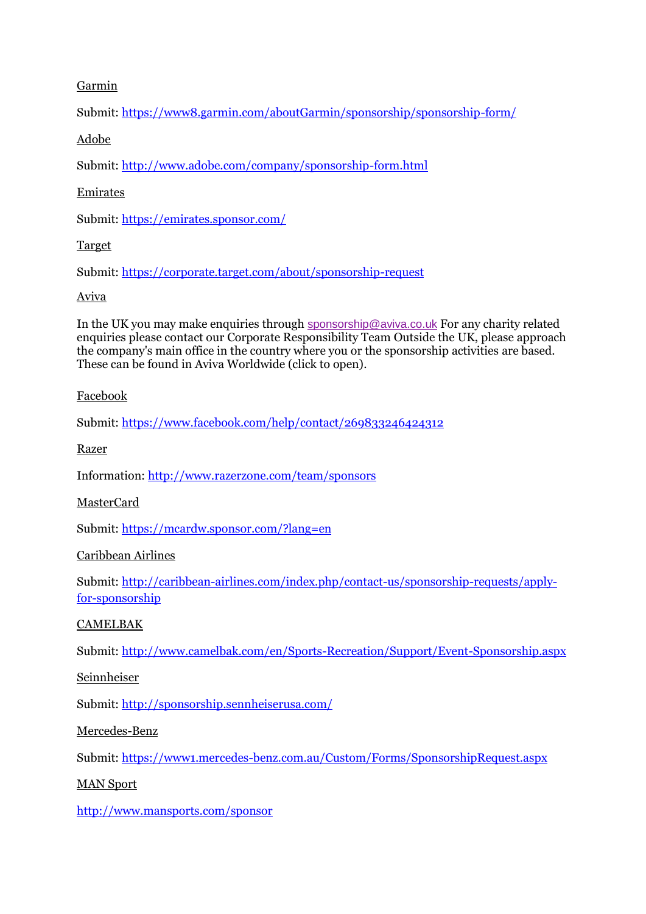Garmin

Submit: https://www8.garmin.com/aboutGarmin/sponsorship/sponsorship-form/

Adobe

Submit: http://www.adobe.com/company/sponsorship-form.html

Emirates

Submit: https://emirates.sponsor.com/

Target

Submit: https://corporate.target.com/about/sponsorship-request

Aviva

In the UK you may make enquiries through sponsorship@aviva.co.uk For any charity related enquiries please contact our Corporate Responsibility Team Outside the UK, please approach the company's main office in the country where you or the sponsorship activities are based. These can be found in Aviva Worldwide (click to open).

Facebook

Submit: https://www.facebook.com/help/contact/269833246424312

Razer

Information: http://www.razerzone.com/team/sponsors

MasterCard

Submit: https://mcardw.sponsor.com/?lang=en

Caribbean Airlines

Submit: http://caribbean-airlines.com/index.php/contact-us/sponsorship-requests/apply-for-sponsorship

CAMELBAK

Submit: http://www.camelbak.com/en/Sports-Recreation/Support/Event-Sponsorship.aspx

Seinnheiser

Submit: http://sponsorship.sennheiserusa.com/

Mercedes-Benz

Submit: https://www1.mercedes-benz.com.au/Custom/Forms/SponsorshipRequest.aspx

MAN Sport

http://www.mansports.com/sponsor